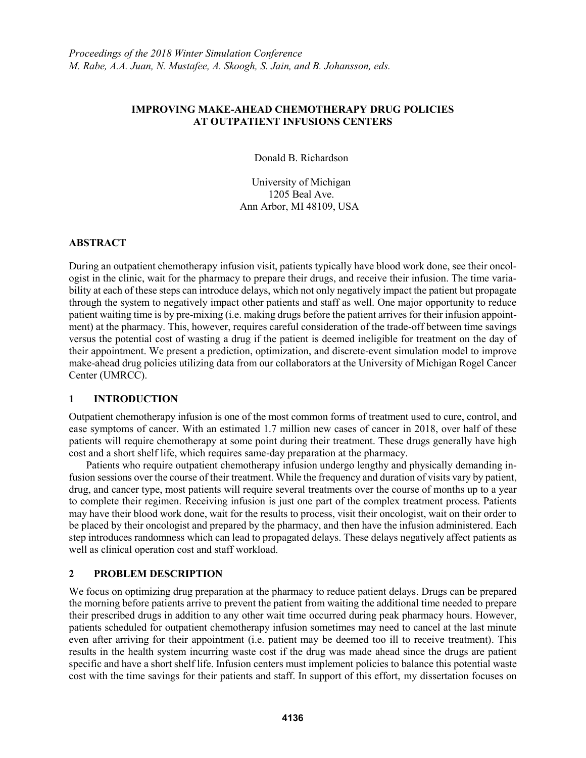# IMPROVING MAKE-AHEAD CHEMOTHERAPY DRUG POLICIES AT OUTPATIENT INFUSIONS CENTERS

Donald B. Richardson

University of Michigan
1205 Beal Ave.
Ann Arbor, MI 48109, USA

## ABSTRACT

During an outpatient chemotherapy infusion visit, patients typically have blood work done, see their oncologist in the clinic, wait for the pharmacy to prepare their drugs, and receive their infusion. The time variability at each of these steps can introduce delays, which not only negatively impact the patient but propagate through the system to negatively impact other patients and staff as well. One major opportunity to reduce patient waiting time is by pre-mixing (i.e. making drugs before the patient arrives for their infusion appointment) at the pharmacy. This, however, requires careful consideration of the trade-off between time savings versus the potential cost of wasting a drug if the patient is deemed ineligible for treatment on the day of their appointment. We present a prediction, optimization, and discrete-event simulation model to improve make-ahead drug policies utilizing data from our collaborators at the University of Michigan Rogel Cancer Center (UMRCC).

## 1 INTRODUCTION

Outpatient chemotherapy infusion is one of the most common forms of treatment used to cure, control, and ease symptoms of cancer. With an estimated 1.7 million new cases of cancer in 2018, over half of these patients will require chemotherapy at some point during their treatment. These drugs generally have high cost and a short shelf life, which requires same-day preparation at the pharmacy.

Patients who require outpatient chemotherapy infusion undergo lengthy and physically demanding infusion sessions over the course of their treatment. While the frequency and duration of visits vary by patient, drug, and cancer type, most patients will require several treatments over the course of months up to a year to complete their regimen. Receiving infusion is just one part of the complex treatment process. Patients may have their blood work done, wait for the results to process, visit their oncologist, wait on their order to be placed by their oncologist and prepared by the pharmacy, and then have the infusion administered. Each step introduces randomness which can lead to propagated delays. These delays negatively affect patients as well as clinical operation cost and staff workload.

## 2 PROBLEM DESCRIPTION

We focus on optimizing drug preparation at the pharmacy to reduce patient delays. Drugs can be prepared the morning before patients arrive to prevent the patient from waiting the additional time needed to prepare their prescribed drugs in addition to any other wait time occurred during peak pharmacy hours. However, patients scheduled for outpatient chemotherapy infusion sometimes may need to cancel at the last minute even after arriving for their appointment (i.e. patient may be deemed too ill to receive treatment). This results in the health system incurring waste cost if the drug was made ahead since the drugs are patient specific and have a short shelf life. Infusion centers must implement policies to balance this potential waste cost with the time savings for their patients and staff. In support of this effort, my dissertation focuses on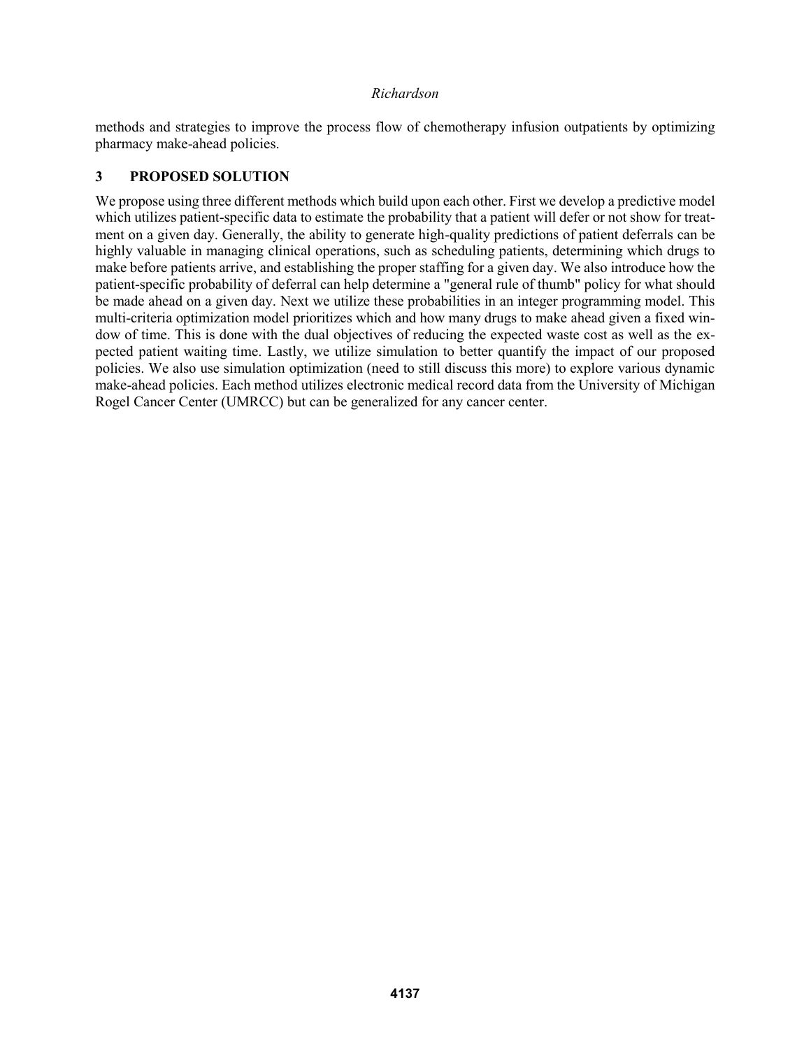methods and strategies to improve the process flow of chemotherapy infusion outpatients by optimizing pharmacy make-ahead policies.

## 3 PROPOSED SOLUTION

We propose using three different methods which build upon each other. First we develop a predictive model which utilizes patient-specific data to estimate the probability that a patient will defer or not show for treatment on a given day. Generally, the ability to generate high-quality predictions of patient deferrals can be highly valuable in managing clinical operations, such as scheduling patients, determining which drugs to make before patients arrive, and establishing the proper staffing for a given day. We also introduce how the patient-specific probability of deferral can help determine a "general rule of thumb" policy for what should be made ahead on a given day. Next we utilize these probabilities in an integer programming model. This multi-criteria optimization model prioritizes which and how many drugs to make ahead given a fixed window of time. This is done with the dual objectives of reducing the expected waste cost as well as the expected patient waiting time. Lastly, we utilize simulation to better quantify the impact of our proposed policies. We also use simulation optimization (need to still discuss this more) to explore various dynamic make-ahead policies. Each method utilizes electronic medical record data from the University of Michigan Rogel Cancer Center (UMRCC) but can be generalized for any cancer center.